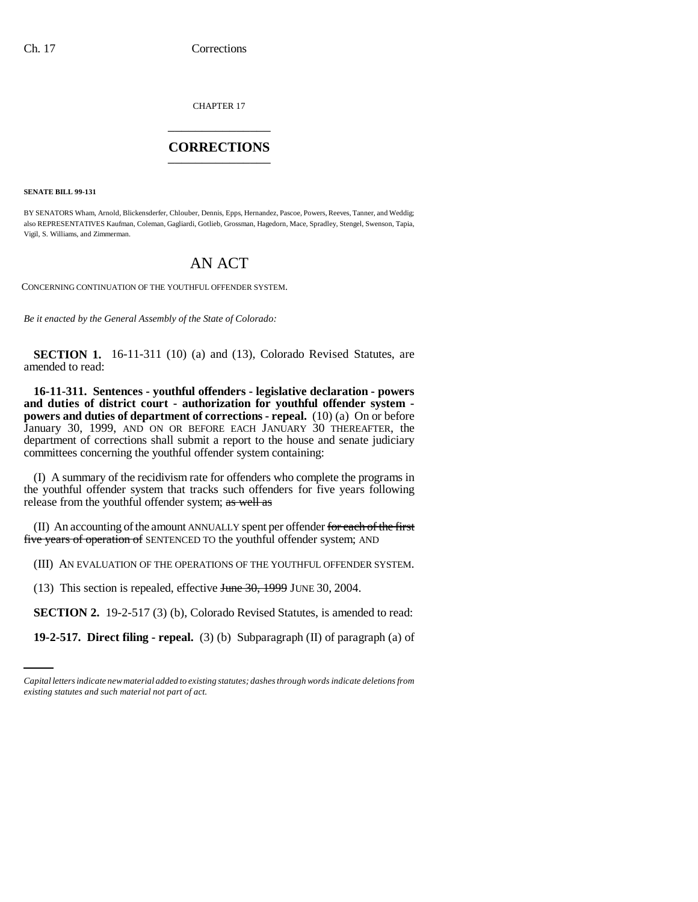CHAPTER 17

## CORRECTIONS

**SENATE BILL 99-131**

BY SENATORS Wham, Arnold, Blickensderfer, Chlouber, Dennis, Epps, Hernandez, Pascoe, Powers, Reeves, Tanner, and Weddig; also REPRESENTATIVES Kaufman, Coleman, Gagliardi, Gotlieb, Grossman, Hagedorn, Mace, Spradley, Stengel, Swenson, Tapia, Vigil, S. Williams, and Zimmerman.

# AN ACT

CONCERNING CONTINUATION OF THE YOUTHFUL OFFENDER SYSTEM.

*Be it enacted by the General Assembly of the State of Colorado:*

**SECTION 1.** 16-11-311 (10) (a) and (13), Colorado Revised Statutes, are amended to read:

**16-11-311. Sentences - youthful offenders - legislative declaration - powers and duties of district court - authorization for youthful offender system - powers and duties of department of corrections - repeal.** (10) (a) On or before January 30, 1999, AND ON OR BEFORE EACH JANUARY 30 THEREAFTER, the department of corrections shall submit a report to the house and senate judiciary committees concerning the youthful offender system containing:

(I) A summary of the recidivism rate for offenders who complete the programs in the youthful offender system that tracks such offenders for five years following release from the youthful offender system; ~~as well as~~

(II) An accounting of the amount ANNUALLY spent per offender ~~for each of the first five years of operation of~~ SENTENCED TO the youthful offender system; AND

(III) AN EVALUATION OF THE OPERATIONS OF THE YOUTHFUL OFFENDER SYSTEM.

(13) This section is repealed, effective ~~June 30, 1999~~ JUNE 30, 2004.

**SECTION 2.** 19-2-517 (3) (b), Colorado Revised Statutes, is amended to read:

**19-2-517. Direct filing - repeal.** (3) (b) Subparagraph (II) of paragraph (a) of

*Capital letters indicate new material added to existing statutes; dashes through words indicate deletions from existing statutes and such material not part of act.*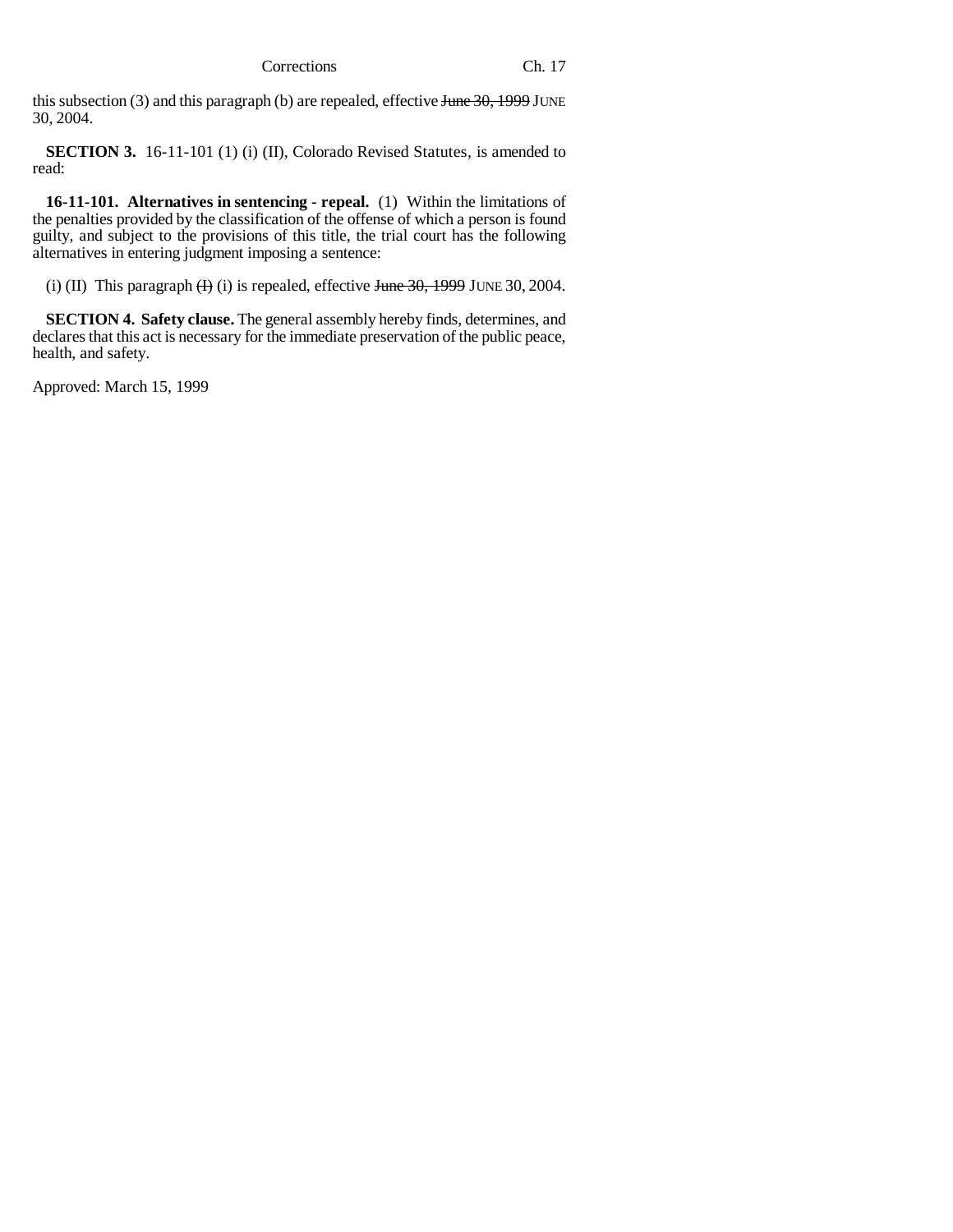this subsection (3) and this paragraph (b) are repealed, effective ~~June 30, 1999~~ JUNE 30, 2004.

**SECTION 3.** 16-11-101 (1) (i) (II), Colorado Revised Statutes, is amended to read:

**16-11-101. Alternatives in sentencing - repeal.** (1) Within the limitations of the penalties provided by the classification of the offense of which a person is found guilty, and subject to the provisions of this title, the trial court has the following alternatives in entering judgment imposing a sentence:

(i) (II) This paragraph ~~(I)~~ (i) is repealed, effective ~~June 30, 1999~~ JUNE 30, 2004.

**SECTION 4. Safety clause.** The general assembly hereby finds, determines, and declares that this act is necessary for the immediate preservation of the public peace, health, and safety.

Approved: March 15, 1999